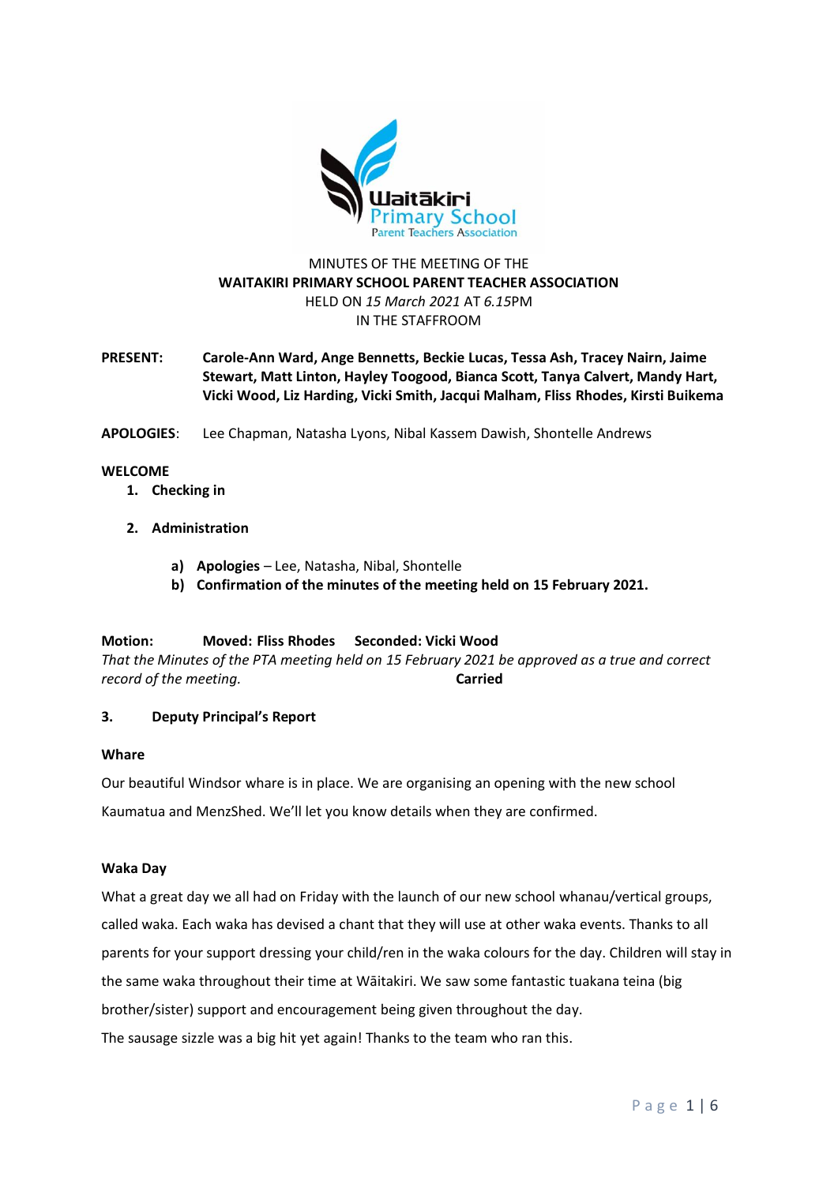Waitākiri
Primary School
Parent Teachers Association

MINUTES OF THE MEETING OF THE
**WAITAKIRI PRIMARY SCHOOL PARENT TEACHER ASSOCIATION**
HELD ON *15 March 2021* AT *6.15*PM
IN THE STAFFROOM

**PRESENT:** **Carole-Ann Ward, Ange Bennetts, Beckie Lucas, Tessa Ash, Tracey Nairn, Jaime Stewart, Matt Linton, Hayley Toogood, Bianca Scott, Tanya Calvert, Mandy Hart, Vicki Wood, Liz Harding, Vicki Smith, Jacqui Malham, Fliss Rhodes, Kirsti Buikema**

**APOLOGIES**: Lee Chapman, Natasha Lyons, Nibal Kassem Dawish, Shontelle Andrews

**WELCOME**

1. **Checking in**

2. **Administration**

   a) **Apologies** – Lee, Natasha, Nibal, Shontelle
   
   b) **Confirmation of the minutes of the meeting held on 15 February 2021.**

**Motion:** **Moved: Fliss Rhodes** **Seconded: Vicki Wood**
*That the Minutes of the PTA meeting held on 15 February 2021 be approved as a true and correct record of the meeting.* **Carried**

3. **Deputy Principal's Report**

**Whare**

Our beautiful Windsor whare is in place. We are organising an opening with the new school Kaumatua and MenzShed. We'll let you know details when they are confirmed.

**Waka Day**

What a great day we all had on Friday with the launch of our new school whanau/vertical groups, called waka. Each waka has devised a chant that they will use at other waka events. Thanks to all parents for your support dressing your child/ren in the waka colours for the day. Children will stay in the same waka throughout their time at Wāitakiri. We saw some fantastic tuakana teina (big brother/sister) support and encouragement being given throughout the day.
The sausage sizzle was a big hit yet again! Thanks to the team who ran this.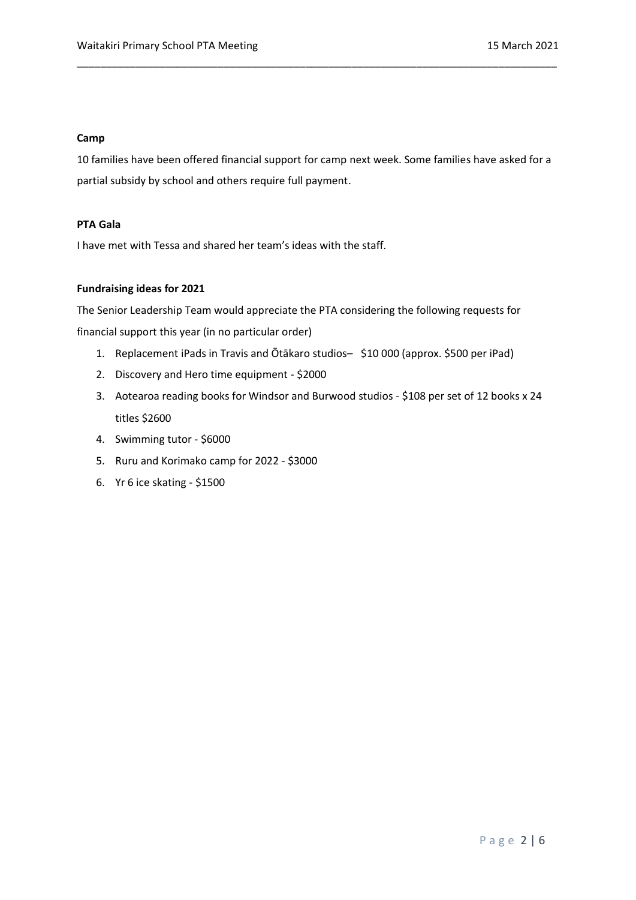**Camp**

10 families have been offered financial support for camp next week. Some families have asked for a partial subsidy by school and others require full payment.

**PTA Gala**

I have met with Tessa and shared her team's ideas with the staff.

**Fundraising ideas for 2021**

The Senior Leadership Team would appreciate the PTA considering the following requests for financial support this year (in no particular order)

1. Replacement iPads in Travis and Ōtākaro studios– $10 000 (approx. $500 per iPad)
2. Discovery and Hero time equipment - $2000
3. Aotearoa reading books for Windsor and Burwood studios - $108 per set of 12 books x 24 titles $2600
4. Swimming tutor - $6000
5. Ruru and Korimako camp for 2022 - $3000
6. Yr 6 ice skating - $1500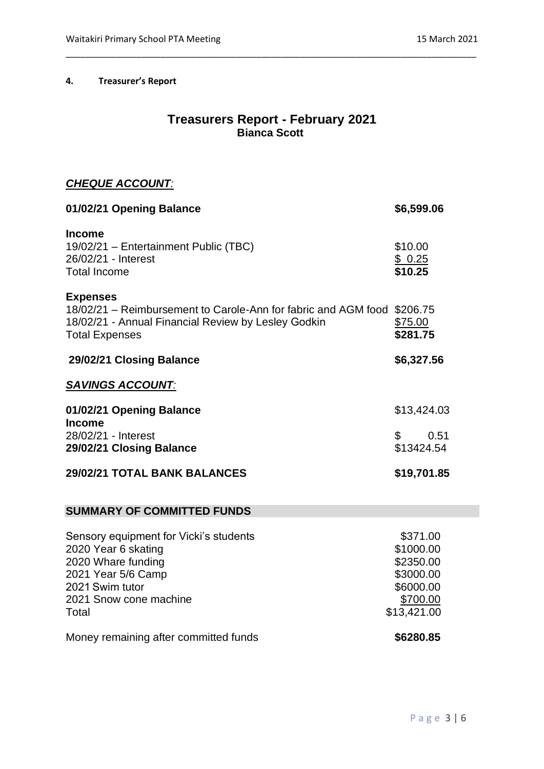**4. Treasurer's Report**

## Treasurers Report - February 2021

**Bianca Scott**

***CHEQUE ACCOUNT:***

| | |
|---|---|
| **01/02/21 Opening Balance** | **$6,599.06** |
| **Income** | |
| 19/02/21 – Entertainment Public (TBC) | $10.00 |
| 26/02/21 - Interest | $ 0.25 |
| Total Income | **$10.25** |
| **Expenses** | |
| 18/02/21 – Reimbursement to Carole-Ann for fabric and AGM food | $206.75 |
| 18/02/21 - Annual Financial Review by Lesley Godkin | $75.00 |
| Total Expenses | **$281.75** |
| **29/02/21 Closing Balance** | **$6,327.56** |

***SAVINGS ACCOUNT:***

| | |
|---|---|
| **01/02/21 Opening Balance** | $13,424.03 |
| **Income** | |
| 28/02/21 - Interest | $ 0.51 |
| **29/02/21 Closing Balance** | $13424.54 |
| | |
| **29/02/21 TOTAL BANK BALANCES** | **$19,701.85** |

**SUMMARY OF COMMITTED FUNDS**

| | |
|---|---|
| Sensory equipment for Vicki's students | $371.00 |
| 2020 Year 6 skating | $1000.00 |
| 2020 Whare funding | $2350.00 |
| 2021 Year 5/6 Camp | $3000.00 |
| 2021 Swim tutor | $6000.00 |
| 2021 Snow cone machine | $700.00 |
| Total | $13,421.00 |
| | |
| Money remaining after committed funds | **$6280.85** |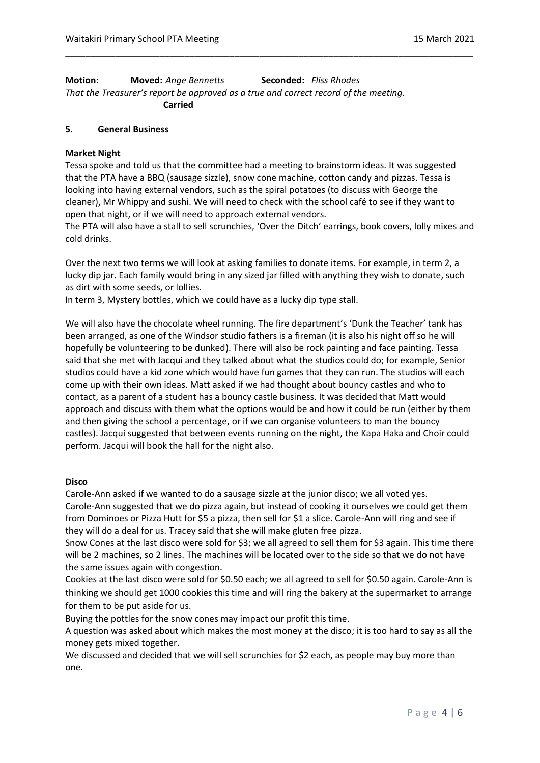**Motion:** **Moved:** *Ange Bennetts* **Seconded:** *Fliss Rhodes*

*That the Treasurer's report be approved as a true and correct record of the meeting.*

**Carried**

## 5. General Business

### Market Night

Tessa spoke and told us that the committee had a meeting to brainstorm ideas. It was suggested that the PTA have a BBQ (sausage sizzle), snow cone machine, cotton candy and pizzas. Tessa is looking into having external vendors, such as the spiral potatoes (to discuss with George the cleaner), Mr Whippy and sushi. We will need to check with the school café to see if they want to open that night, or if we will need to approach external vendors.

The PTA will also have a stall to sell scrunchies, 'Over the Ditch' earrings, book covers, lolly mixes and cold drinks.

Over the next two terms we will look at asking families to donate items. For example, in term 2, a lucky dip jar. Each family would bring in any sized jar filled with anything they wish to donate, such as dirt with some seeds, or lollies.

In term 3, Mystery bottles, which we could have as a lucky dip type stall.

We will also have the chocolate wheel running. The fire department's 'Dunk the Teacher' tank has been arranged, as one of the Windsor studio fathers is a fireman (it is also his night off so he will hopefully be volunteering to be dunked). There will also be rock painting and face painting. Tessa said that she met with Jacqui and they talked about what the studios could do; for example, Senior studios could have a kid zone which would have fun games that they can run. The studios will each come up with their own ideas. Matt asked if we had thought about bouncy castles and who to contact, as a parent of a student has a bouncy castle business. It was decided that Matt would approach and discuss with them what the options would be and how it could be run (either by them and then giving the school a percentage, or if we can organise volunteers to man the bouncy castles). Jacqui suggested that between events running on the night, the Kapa Haka and Choir could perform. Jacqui will book the hall for the night also.

### Disco

Carole-Ann asked if we wanted to do a sausage sizzle at the junior disco; we all voted yes.

Carole-Ann suggested that we do pizza again, but instead of cooking it ourselves we could get them from Dominoes or Pizza Hutt for $5 a pizza, then sell for $1 a slice. Carole-Ann will ring and see if they will do a deal for us. Tracey said that she will make gluten free pizza.

Snow Cones at the last disco were sold for $3; we all agreed to sell them for $3 again. This time there will be 2 machines, so 2 lines. The machines will be located over to the side so that we do not have the same issues again with congestion.

Cookies at the last disco were sold for $0.50 each; we all agreed to sell for $0.50 again. Carole-Ann is thinking we should get 1000 cookies this time and will ring the bakery at the supermarket to arrange for them to be put aside for us.

Buying the pottles for the snow cones may impact our profit this time.

A question was asked about which makes the most money at the disco; it is too hard to say as all the money gets mixed together.

We discussed and decided that we will sell scrunchies for $2 each, as people may buy more than one.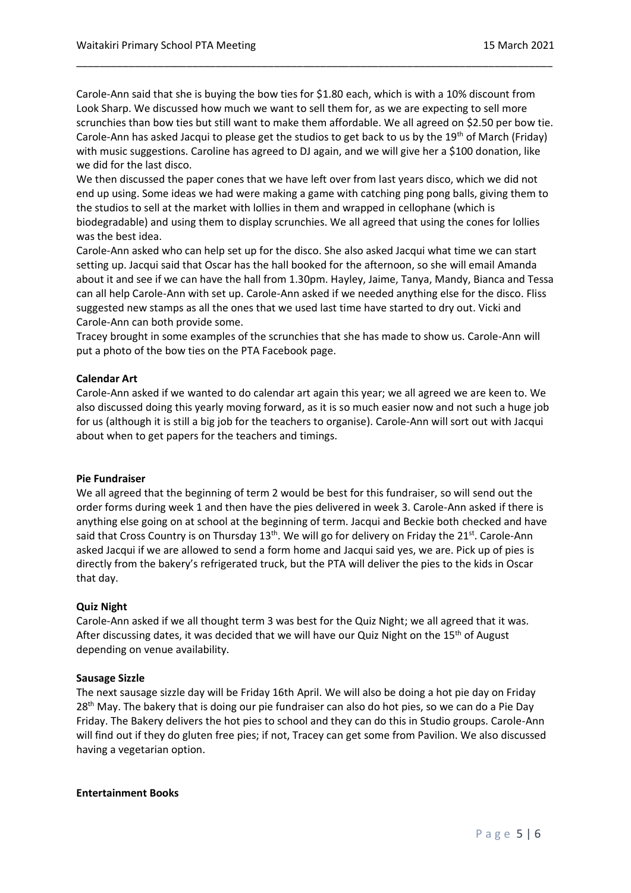Carole-Ann said that she is buying the bow ties for $1.80 each, which is with a 10% discount from Look Sharp. We discussed how much we want to sell them for, as we are expecting to sell more scrunchies than bow ties but still want to make them affordable. We all agreed on $2.50 per bow tie. Carole-Ann has asked Jacqui to please get the studios to get back to us by the 19th of March (Friday) with music suggestions. Caroline has agreed to DJ again, and we will give her a $100 donation, like we did for the last disco.
We then discussed the paper cones that we have left over from last years disco, which we did not end up using. Some ideas we had were making a game with catching ping pong balls, giving them to the studios to sell at the market with lollies in them and wrapped in cellophane (which is biodegradable) and using them to display scrunchies. We all agreed that using the cones for lollies was the best idea.
Carole-Ann asked who can help set up for the disco. She also asked Jacqui what time we can start setting up. Jacqui said that Oscar has the hall booked for the afternoon, so she will email Amanda about it and see if we can have the hall from 1.30pm. Hayley, Jaime, Tanya, Mandy, Bianca and Tessa can all help Carole-Ann with set up. Carole-Ann asked if we needed anything else for the disco. Fliss suggested new stamps as all the ones that we used last time have started to dry out. Vicki and Carole-Ann can both provide some.
Tracey brought in some examples of the scrunchies that she has made to show us. Carole-Ann will put a photo of the bow ties on the PTA Facebook page.

**Calendar Art**

Carole-Ann asked if we wanted to do calendar art again this year; we all agreed we are keen to. We also discussed doing this yearly moving forward, as it is so much easier now and not such a huge job for us (although it is still a big job for the teachers to organise). Carole-Ann will sort out with Jacqui about when to get papers for the teachers and timings.

**Pie Fundraiser**

We all agreed that the beginning of term 2 would be best for this fundraiser, so will send out the order forms during week 1 and then have the pies delivered in week 3. Carole-Ann asked if there is anything else going on at school at the beginning of term. Jacqui and Beckie both checked and have said that Cross Country is on Thursday 13th. We will go for delivery on Friday the 21st. Carole-Ann asked Jacqui if we are allowed to send a form home and Jacqui said yes, we are. Pick up of pies is directly from the bakery's refrigerated truck, but the PTA will deliver the pies to the kids in Oscar that day.

**Quiz Night**

Carole-Ann asked if we all thought term 3 was best for the Quiz Night; we all agreed that it was. After discussing dates, it was decided that we will have our Quiz Night on the 15th of August depending on venue availability.

**Sausage Sizzle**

The next sausage sizzle day will be Friday 16th April. We will also be doing a hot pie day on Friday 28th May. The bakery that is doing our pie fundraiser can also do hot pies, so we can do a Pie Day Friday. The Bakery delivers the hot pies to school and they can do this in Studio groups. Carole-Ann will find out if they do gluten free pies; if not, Tracey can get some from Pavilion. We also discussed having a vegetarian option.

**Entertainment Books**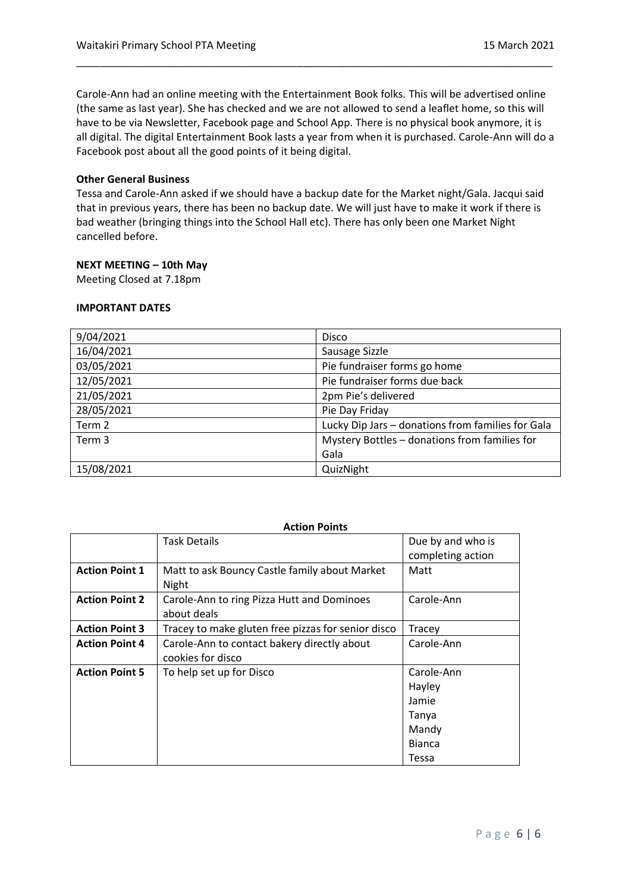Carole-Ann had an online meeting with the Entertainment Book folks. This will be advertised online (the same as last year). She has checked and we are not allowed to send a leaflet home, so this will have to be via Newsletter, Facebook page and School App. There is no physical book anymore, it is all digital. The digital Entertainment Book lasts a year from when it is purchased. Carole-Ann will do a Facebook post about all the good points of it being digital.

**Other General Business**

Tessa and Carole-Ann asked if we should have a backup date for the Market night/Gala. Jacqui said that in previous years, there has been no backup date. We will just have to make it work if there is bad weather (bringing things into the School Hall etc). There has only been one Market Night cancelled before.

**NEXT MEETING – 10th May**

Meeting Closed at 7.18pm

**IMPORTANT DATES**

| | |
|---|---|
| 9/04/2021 | Disco |
| 16/04/2021 | Sausage Sizzle |
| 03/05/2021 | Pie fundraiser forms go home |
| 12/05/2021 | Pie fundraiser forms due back |
| 21/05/2021 | 2pm Pie's delivered |
| 28/05/2021 | Pie Day Friday |
| Term 2 | Lucky Dip Jars – donations from families for Gala |
| Term 3 | Mystery Bottles – donations from families for Gala |
| 15/08/2021 | QuizNight |

**Action Points**

| | Task Details | Due by and who is completing action |
|---|---|---|
| **Action Point 1** | Matt to ask Bouncy Castle family about Market Night | Matt |
| **Action Point 2** | Carole-Ann to ring Pizza Hutt and Dominoes about deals | Carole-Ann |
| **Action Point 3** | Tracey to make gluten free pizzas for senior disco | Tracey |
| **Action Point 4** | Carole-Ann to contact bakery directly about cookies for disco | Carole-Ann |
| **Action Point 5** | To help set up for Disco | Carole-Ann<br>Hayley<br>Jamie<br>Tanya<br>Mandy<br>Bianca<br>Tessa |